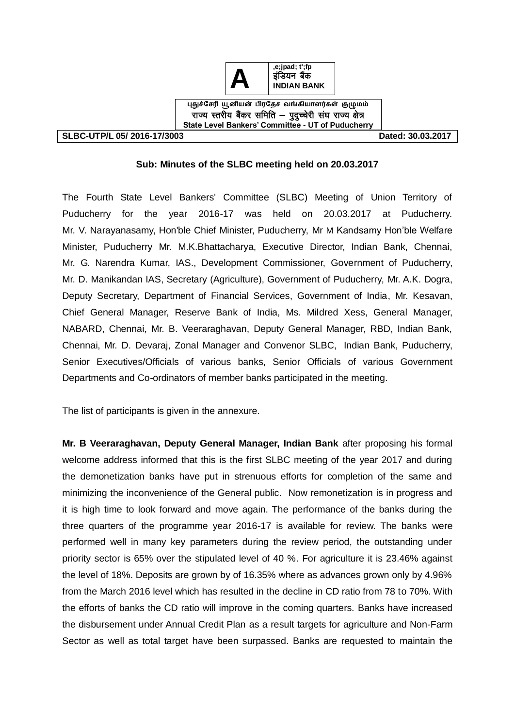**A** ,e;jpad; t';fp
इंडियन बैंक
**INDIAN BANK**

புதுச்சேரி யூனியன் பிரதேச வங்கியாளர்கள் குழுமம்
राज्य स्तरीय बैंकर समिति – पुदुच्चेरी संघ राज्य क्षेत्र
**State Level Bankers' Committee - UT of Puducherry**

**SLBC-UTP/L 05/ 2016-17/3003** **Dated: 30.03.2017**

**Sub: Minutes of the SLBC meeting held on 20.03.2017**

The Fourth State Level Bankers' Committee (SLBC) Meeting of Union Territory of Puducherry for the year 2016-17 was held on 20.03.2017 at Puducherry. Mr. V. Narayanasamy, Hon'ble Chief Minister, Puducherry, Mr M Kandsamy Hon'ble Welfare Minister, Puducherry Mr. M.K.Bhattacharya, Executive Director, Indian Bank, Chennai, Mr. G. Narendra Kumar, IAS., Development Commissioner, Government of Puducherry, Mr. D. Manikandan IAS, Secretary (Agriculture), Government of Puducherry, Mr. A.K. Dogra, Deputy Secretary, Department of Financial Services, Government of India, Mr. Kesavan, Chief General Manager, Reserve Bank of India, Ms. Mildred Xess, General Manager, NABARD, Chennai, Mr. B. Veeraraghavan, Deputy General Manager, RBD, Indian Bank, Chennai, Mr. D. Devaraj, Zonal Manager and Convenor SLBC, Indian Bank, Puducherry, Senior Executives/Officials of various banks, Senior Officials of various Government Departments and Co-ordinators of member banks participated in the meeting.

The list of participants is given in the annexure.

**Mr. B Veeraraghavan, Deputy General Manager, Indian Bank** after proposing his formal welcome address informed that this is the first SLBC meeting of the year 2017 and during the demonetization banks have put in strenuous efforts for completion of the same and minimizing the inconvenience of the General public. Now remonetization is in progress and it is high time to look forward and move again. The performance of the banks during the three quarters of the programme year 2016-17 is available for review. The banks were performed well in many key parameters during the review period, the outstanding under priority sector is 65% over the stipulated level of 40 %. For agriculture it is 23.46% against the level of 18%. Deposits are grown by of 16.35% where as advances grown only by 4.96% from the March 2016 level which has resulted in the decline in CD ratio from 78 to 70%. With the efforts of banks the CD ratio will improve in the coming quarters. Banks have increased the disbursement under Annual Credit Plan as a result targets for agriculture and Non-Farm Sector as well as total target have been surpassed. Banks are requested to maintain the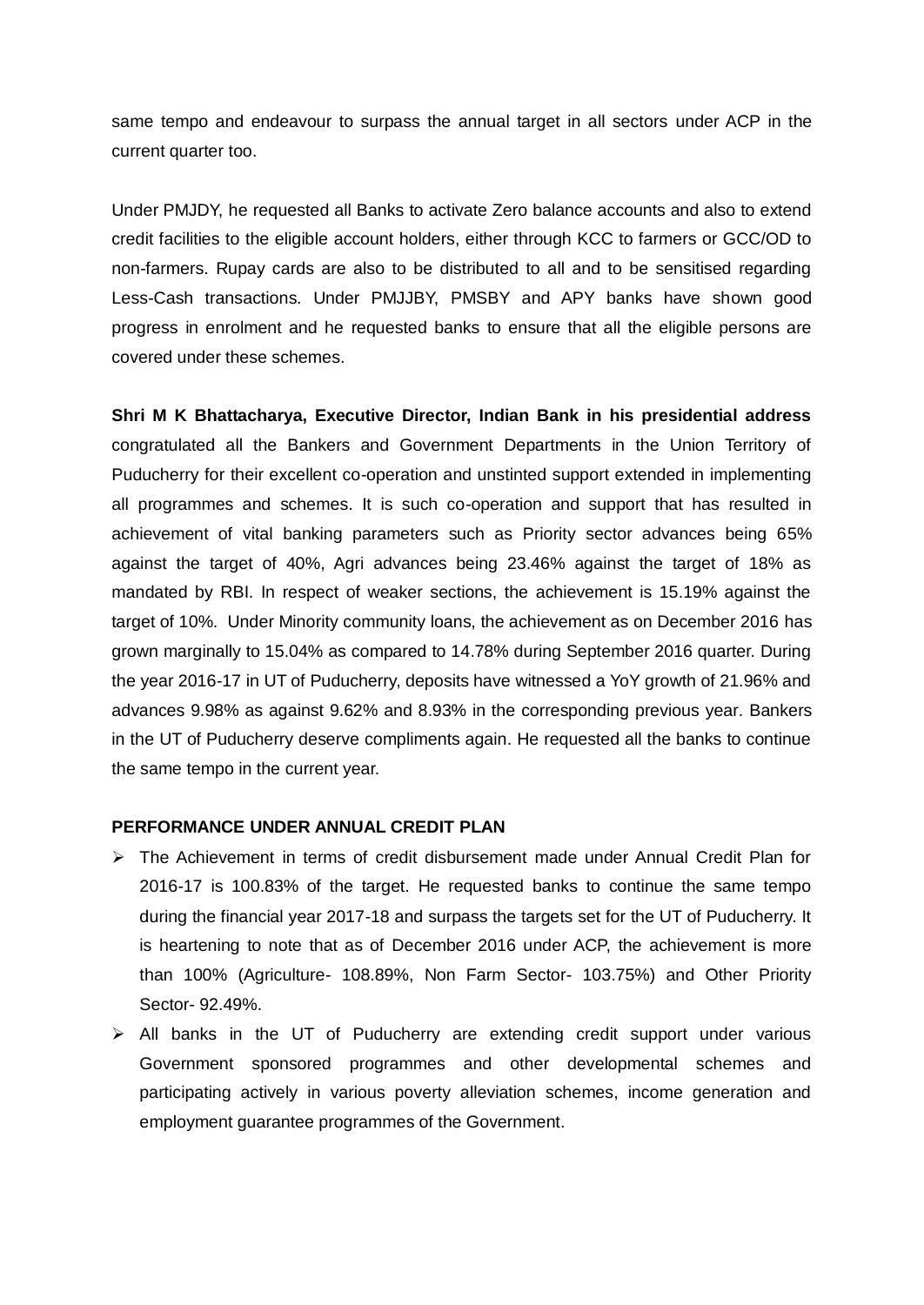same tempo and endeavour to surpass the annual target in all sectors under ACP in the current quarter too.

Under PMJDY, he requested all Banks to activate Zero balance accounts and also to extend credit facilities to the eligible account holders, either through KCC to farmers or GCC/OD to non-farmers. Rupay cards are also to be distributed to all and to be sensitised regarding Less-Cash transactions. Under PMJJBY, PMSBY and APY banks have shown good progress in enrolment and he requested banks to ensure that all the eligible persons are covered under these schemes.

**Shri M K Bhattacharya, Executive Director, Indian Bank in his presidential address** congratulated all the Bankers and Government Departments in the Union Territory of Puducherry for their excellent co-operation and unstinted support extended in implementing all programmes and schemes. It is such co-operation and support that has resulted in achievement of vital banking parameters such as Priority sector advances being 65% against the target of 40%, Agri advances being 23.46% against the target of 18% as mandated by RBI. In respect of weaker sections, the achievement is 15.19% against the target of 10%. Under Minority community loans, the achievement as on December 2016 has grown marginally to 15.04% as compared to 14.78% during September 2016 quarter. During the year 2016-17 in UT of Puducherry, deposits have witnessed a YoY growth of 21.96% and advances 9.98% as against 9.62% and 8.93% in the corresponding previous year. Bankers in the UT of Puducherry deserve compliments again. He requested all the banks to continue the same tempo in the current year.

**PERFORMANCE UNDER ANNUAL CREDIT PLAN**

- The Achievement in terms of credit disbursement made under Annual Credit Plan for 2016-17 is 100.83% of the target. He requested banks to continue the same tempo during the financial year 2017-18 and surpass the targets set for the UT of Puducherry. It is heartening to note that as of December 2016 under ACP, the achievement is more than 100% (Agriculture- 108.89%, Non Farm Sector- 103.75%) and Other Priority Sector- 92.49%.
- All banks in the UT of Puducherry are extending credit support under various Government sponsored programmes and other developmental schemes and participating actively in various poverty alleviation schemes, income generation and employment guarantee programmes of the Government.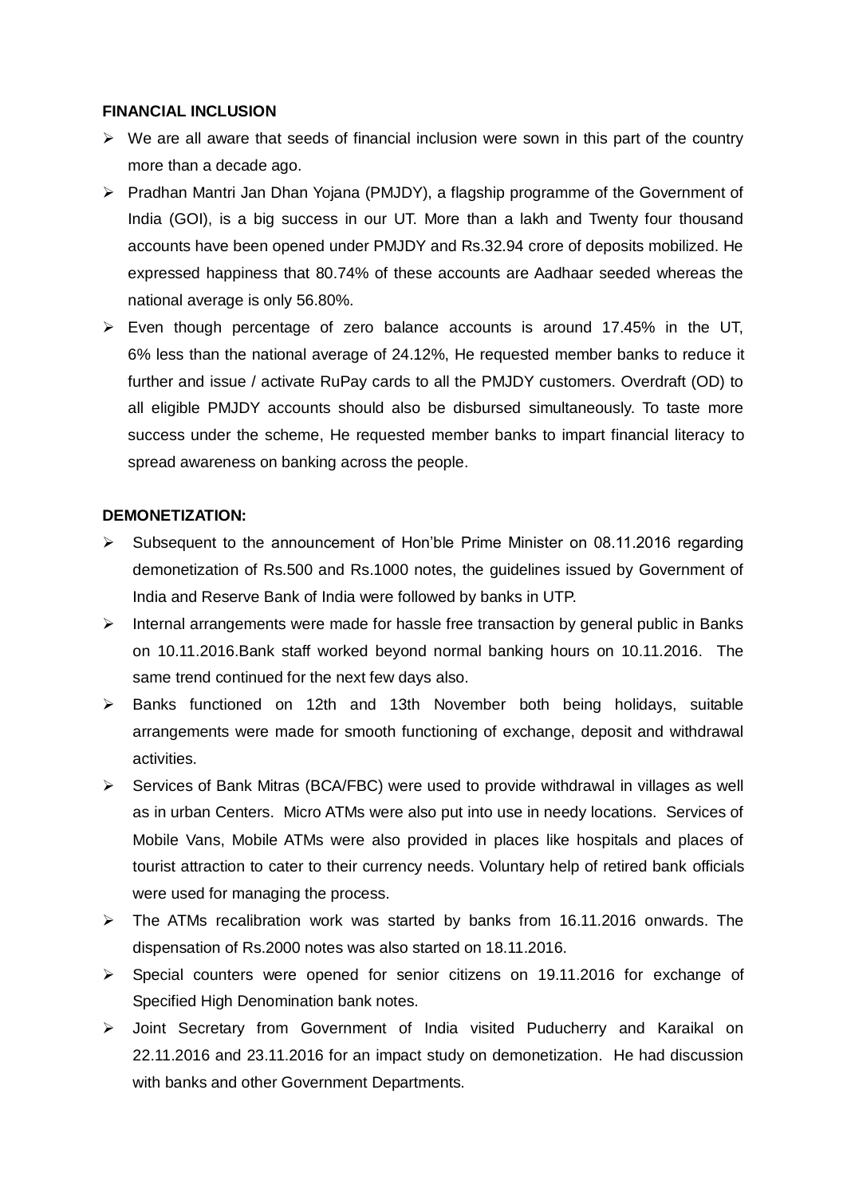**FINANCIAL INCLUSION**

- We are all aware that seeds of financial inclusion were sown in this part of the country more than a decade ago.
- Pradhan Mantri Jan Dhan Yojana (PMJDY), a flagship programme of the Government of India (GOI), is a big success in our UT. More than a lakh and Twenty four thousand accounts have been opened under PMJDY and Rs.32.94 crore of deposits mobilized. He expressed happiness that 80.74% of these accounts are Aadhaar seeded whereas the national average is only 56.80%.
- Even though percentage of zero balance accounts is around 17.45% in the UT, 6% less than the national average of 24.12%, He requested member banks to reduce it further and issue / activate RuPay cards to all the PMJDY customers. Overdraft (OD) to all eligible PMJDY accounts should also be disbursed simultaneously. To taste more success under the scheme, He requested member banks to impart financial literacy to spread awareness on banking across the people.

**DEMONETIZATION:**

- Subsequent to the announcement of Hon'ble Prime Minister on 08.11.2016 regarding demonetization of Rs.500 and Rs.1000 notes, the guidelines issued by Government of India and Reserve Bank of India were followed by banks in UTP.
- Internal arrangements were made for hassle free transaction by general public in Banks on 10.11.2016.Bank staff worked beyond normal banking hours on 10.11.2016. The same trend continued for the next few days also.
- Banks functioned on 12th and 13th November both being holidays, suitable arrangements were made for smooth functioning of exchange, deposit and withdrawal activities.
- Services of Bank Mitras (BCA/FBC) were used to provide withdrawal in villages as well as in urban Centers. Micro ATMs were also put into use in needy locations. Services of Mobile Vans, Mobile ATMs were also provided in places like hospitals and places of tourist attraction to cater to their currency needs. Voluntary help of retired bank officials were used for managing the process.
- The ATMs recalibration work was started by banks from 16.11.2016 onwards. The dispensation of Rs.2000 notes was also started on 18.11.2016.
- Special counters were opened for senior citizens on 19.11.2016 for exchange of Specified High Denomination bank notes.
- Joint Secretary from Government of India visited Puducherry and Karaikal on 22.11.2016 and 23.11.2016 for an impact study on demonetization. He had discussion with banks and other Government Departments.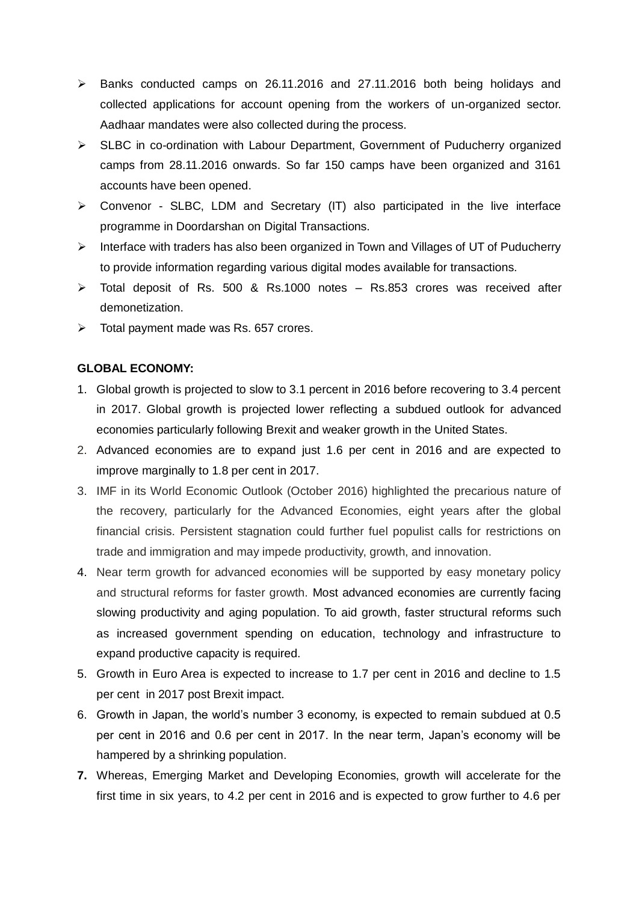- Banks conducted camps on 26.11.2016 and 27.11.2016 both being holidays and collected applications for account opening from the workers of un-organized sector. Aadhaar mandates were also collected during the process.
- SLBC in co-ordination with Labour Department, Government of Puducherry organized camps from 28.11.2016 onwards. So far 150 camps have been organized and 3161 accounts have been opened.
- Convenor - SLBC, LDM and Secretary (IT) also participated in the live interface programme in Doordarshan on Digital Transactions.
- Interface with traders has also been organized in Town and Villages of UT of Puducherry to provide information regarding various digital modes available for transactions.
- Total deposit of Rs. 500 & Rs.1000 notes – Rs.853 crores was received after demonetization.
- Total payment made was Rs. 657 crores.

**GLOBAL ECONOMY:**

1. Global growth is projected to slow to 3.1 percent in 2016 before recovering to 3.4 percent in 2017. Global growth is projected lower reflecting a subdued outlook for advanced economies particularly following Brexit and weaker growth in the United States.
2. Advanced economies are to expand just 1.6 per cent in 2016 and are expected to improve marginally to 1.8 per cent in 2017.
3. IMF in its World Economic Outlook (October 2016) highlighted the precarious nature of the recovery, particularly for the Advanced Economies, eight years after the global financial crisis. Persistent stagnation could further fuel populist calls for restrictions on trade and immigration and may impede productivity, growth, and innovation.
4. Near term growth for advanced economies will be supported by easy monetary policy and structural reforms for faster growth. Most advanced economies are currently facing slowing productivity and aging population. To aid growth, faster structural reforms such as increased government spending on education, technology and infrastructure to expand productive capacity is required.
5. Growth in Euro Area is expected to increase to 1.7 per cent in 2016 and decline to 1.5 per cent in 2017 post Brexit impact.
6. Growth in Japan, the world's number 3 economy, is expected to remain subdued at 0.5 per cent in 2016 and 0.6 per cent in 2017. In the near term, Japan's economy will be hampered by a shrinking population.
7. Whereas, Emerging Market and Developing Economies, growth will accelerate for the first time in six years, to 4.2 per cent in 2016 and is expected to grow further to 4.6 per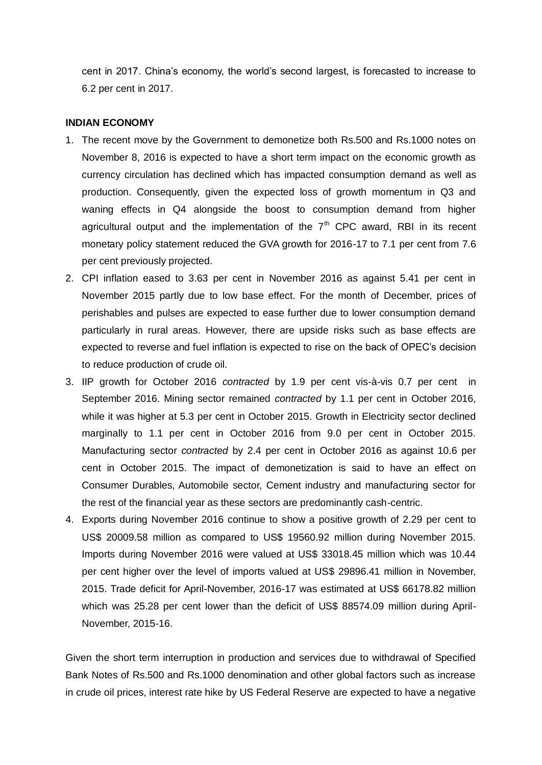cent in 2017. China's economy, the world's second largest, is forecasted to increase to 6.2 per cent in 2017.

**INDIAN ECONOMY**

1. The recent move by the Government to demonetize both Rs.500 and Rs.1000 notes on November 8, 2016 is expected to have a short term impact on the economic growth as currency circulation has declined which has impacted consumption demand as well as production. Consequently, given the expected loss of growth momentum in Q3 and waning effects in Q4 alongside the boost to consumption demand from higher agricultural output and the implementation of the 7th CPC award, RBI in its recent monetary policy statement reduced the GVA growth for 2016-17 to 7.1 per cent from 7.6 per cent previously projected.
2. CPI inflation eased to 3.63 per cent in November 2016 as against 5.41 per cent in November 2015 partly due to low base effect. For the month of December, prices of perishables and pulses are expected to ease further due to lower consumption demand particularly in rural areas. However, there are upside risks such as base effects are expected to reverse and fuel inflation is expected to rise on the back of OPEC's decision to reduce production of crude oil.
3. IIP growth for October 2016 *contracted* by 1.9 per cent vis-à-vis 0.7 per cent in September 2016. Mining sector remained *contracted* by 1.1 per cent in October 2016, while it was higher at 5.3 per cent in October 2015. Growth in Electricity sector declined marginally to 1.1 per cent in October 2016 from 9.0 per cent in October 2015. Manufacturing sector *contracted* by 2.4 per cent in October 2016 as against 10.6 per cent in October 2015. The impact of demonetization is said to have an effect on Consumer Durables, Automobile sector, Cement industry and manufacturing sector for the rest of the financial year as these sectors are predominantly cash-centric.
4. Exports during November 2016 continue to show a positive growth of 2.29 per cent to US$ 20009.58 million as compared to US$ 19560.92 million during November 2015. Imports during November 2016 were valued at US$ 33018.45 million which was 10.44 per cent higher over the level of imports valued at US$ 29896.41 million in November, 2015. Trade deficit for April-November, 2016-17 was estimated at US$ 66178.82 million which was 25.28 per cent lower than the deficit of US$ 88574.09 million during April-November, 2015-16.

Given the short term interruption in production and services due to withdrawal of Specified Bank Notes of Rs.500 and Rs.1000 denomination and other global factors such as increase in crude oil prices, interest rate hike by US Federal Reserve are expected to have a negative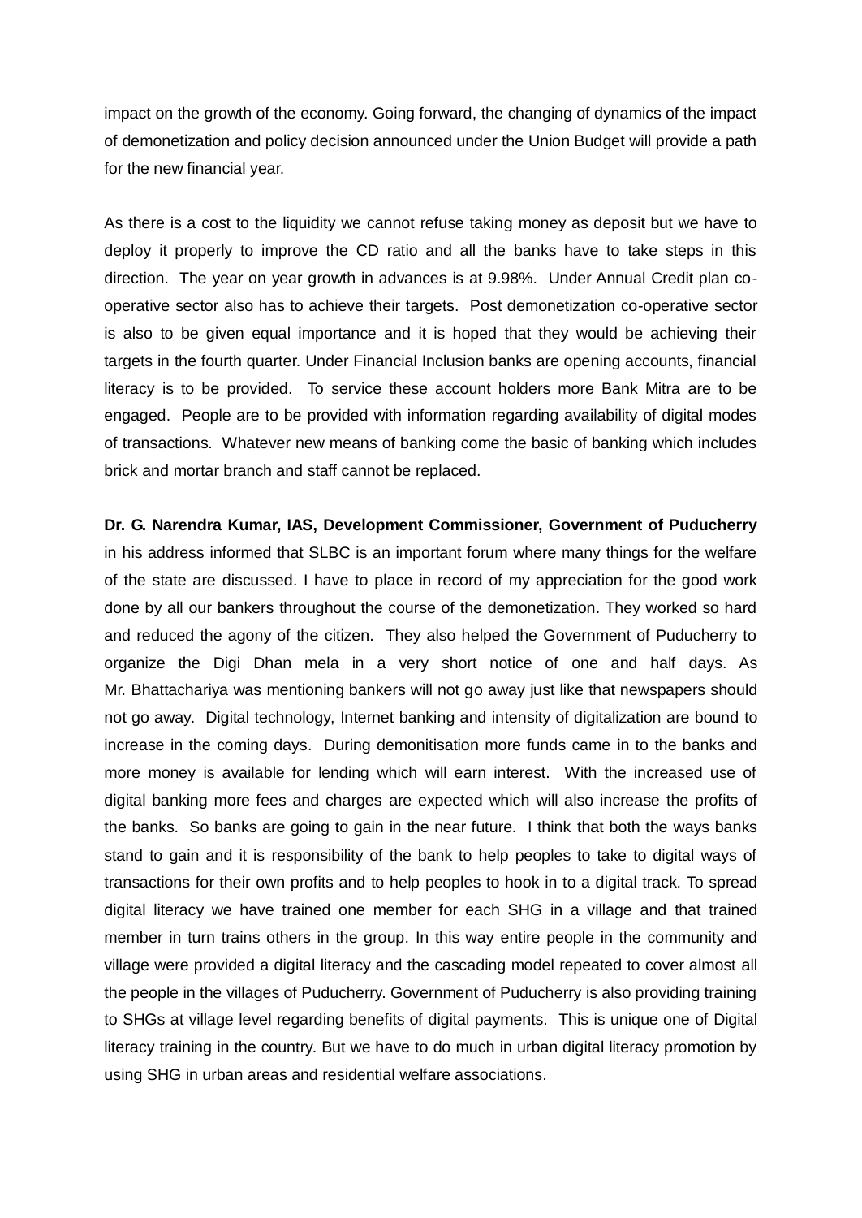impact on the growth of the economy. Going forward, the changing of dynamics of the impact of demonetization and policy decision announced under the Union Budget will provide a path for the new financial year.

As there is a cost to the liquidity we cannot refuse taking money as deposit but we have to deploy it properly to improve the CD ratio and all the banks have to take steps in this direction. The year on year growth in advances is at 9.98%. Under Annual Credit plan co-operative sector also has to achieve their targets. Post demonetization co-operative sector is also to be given equal importance and it is hoped that they would be achieving their targets in the fourth quarter. Under Financial Inclusion banks are opening accounts, financial literacy is to be provided. To service these account holders more Bank Mitra are to be engaged. People are to be provided with information regarding availability of digital modes of transactions. Whatever new means of banking come the basic of banking which includes brick and mortar branch and staff cannot be replaced.

**Dr. G. Narendra Kumar, IAS, Development Commissioner, Government of Puducherry** in his address informed that SLBC is an important forum where many things for the welfare of the state are discussed. I have to place in record of my appreciation for the good work done by all our bankers throughout the course of the demonetization. They worked so hard and reduced the agony of the citizen. They also helped the Government of Puducherry to organize the Digi Dhan mela in a very short notice of one and half days. As Mr. Bhattachariya was mentioning bankers will not go away just like that newspapers should not go away. Digital technology, Internet banking and intensity of digitalization are bound to increase in the coming days. During demonitisation more funds came in to the banks and more money is available for lending which will earn interest. With the increased use of digital banking more fees and charges are expected which will also increase the profits of the banks. So banks are going to gain in the near future. I think that both the ways banks stand to gain and it is responsibility of the bank to help peoples to take to digital ways of transactions for their own profits and to help peoples to hook in to a digital track. To spread digital literacy we have trained one member for each SHG in a village and that trained member in turn trains others in the group. In this way entire people in the community and village were provided a digital literacy and the cascading model repeated to cover almost all the people in the villages of Puducherry. Government of Puducherry is also providing training to SHGs at village level regarding benefits of digital payments. This is unique one of Digital literacy training in the country. But we have to do much in urban digital literacy promotion by using SHG in urban areas and residential welfare associations.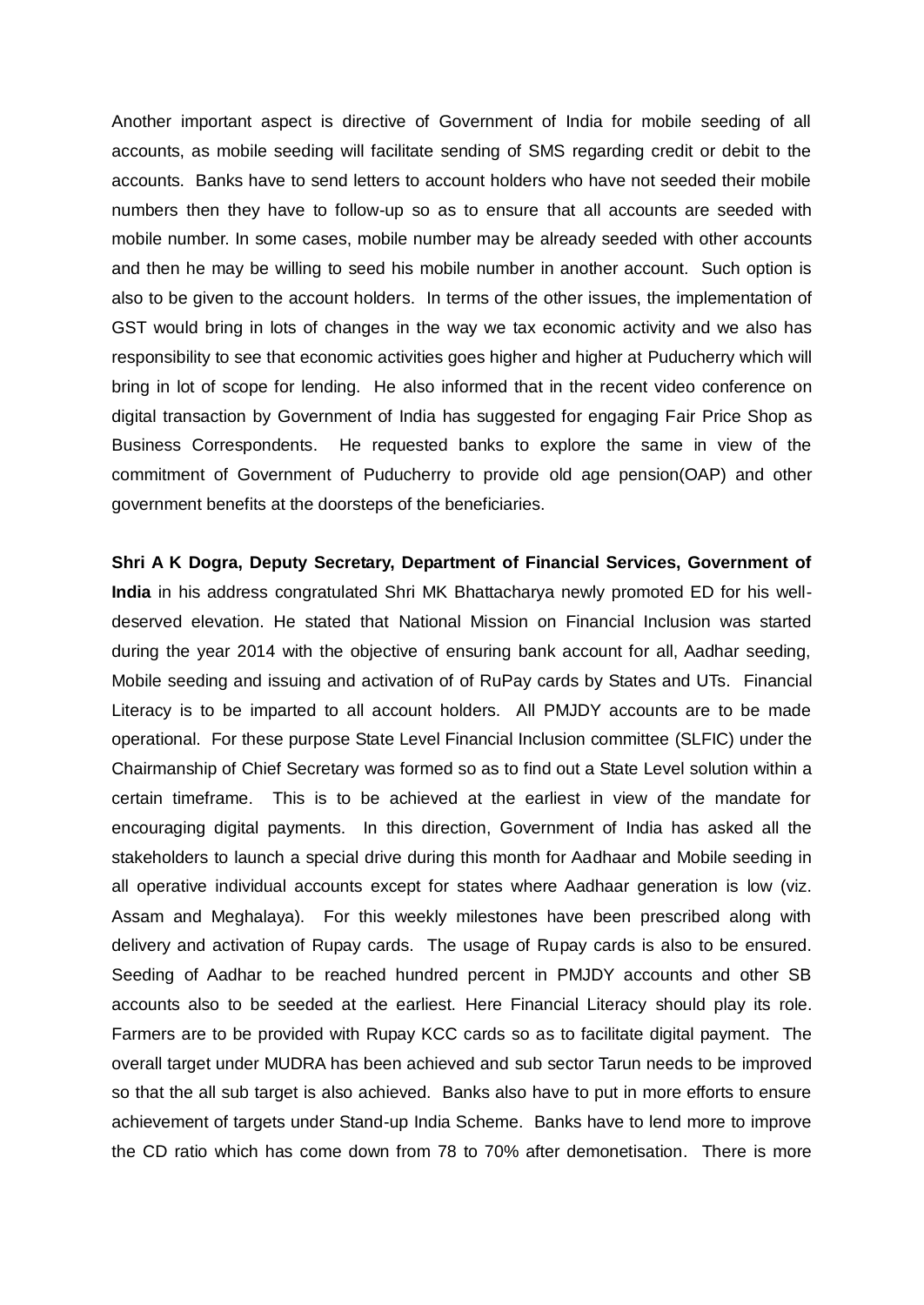Another important aspect is directive of Government of India for mobile seeding of all accounts, as mobile seeding will facilitate sending of SMS regarding credit or debit to the accounts. Banks have to send letters to account holders who have not seeded their mobile numbers then they have to follow-up so as to ensure that all accounts are seeded with mobile number. In some cases, mobile number may be already seeded with other accounts and then he may be willing to seed his mobile number in another account. Such option is also to be given to the account holders. In terms of the other issues, the implementation of GST would bring in lots of changes in the way we tax economic activity and we also has responsibility to see that economic activities goes higher and higher at Puducherry which will bring in lot of scope for lending. He also informed that in the recent video conference on digital transaction by Government of India has suggested for engaging Fair Price Shop as Business Correspondents. He requested banks to explore the same in view of the commitment of Government of Puducherry to provide old age pension(OAP) and other government benefits at the doorsteps of the beneficiaries.

**Shri A K Dogra, Deputy Secretary, Department of Financial Services, Government of India** in his address congratulated Shri MK Bhattacharya newly promoted ED for his well-deserved elevation. He stated that National Mission on Financial Inclusion was started during the year 2014 with the objective of ensuring bank account for all, Aadhar seeding, Mobile seeding and issuing and activation of of RuPay cards by States and UTs. Financial Literacy is to be imparted to all account holders. All PMJDY accounts are to be made operational. For these purpose State Level Financial Inclusion committee (SLFIC) under the Chairmanship of Chief Secretary was formed so as to find out a State Level solution within a certain timeframe. This is to be achieved at the earliest in view of the mandate for encouraging digital payments. In this direction, Government of India has asked all the stakeholders to launch a special drive during this month for Aadhaar and Mobile seeding in all operative individual accounts except for states where Aadhaar generation is low (viz. Assam and Meghalaya). For this weekly milestones have been prescribed along with delivery and activation of Rupay cards. The usage of Rupay cards is also to be ensured. Seeding of Aadhar to be reached hundred percent in PMJDY accounts and other SB accounts also to be seeded at the earliest. Here Financial Literacy should play its role. Farmers are to be provided with Rupay KCC cards so as to facilitate digital payment. The overall target under MUDRA has been achieved and sub sector Tarun needs to be improved so that the all sub target is also achieved. Banks also have to put in more efforts to ensure achievement of targets under Stand-up India Scheme. Banks have to lend more to improve the CD ratio which has come down from 78 to 70% after demonetisation. There is more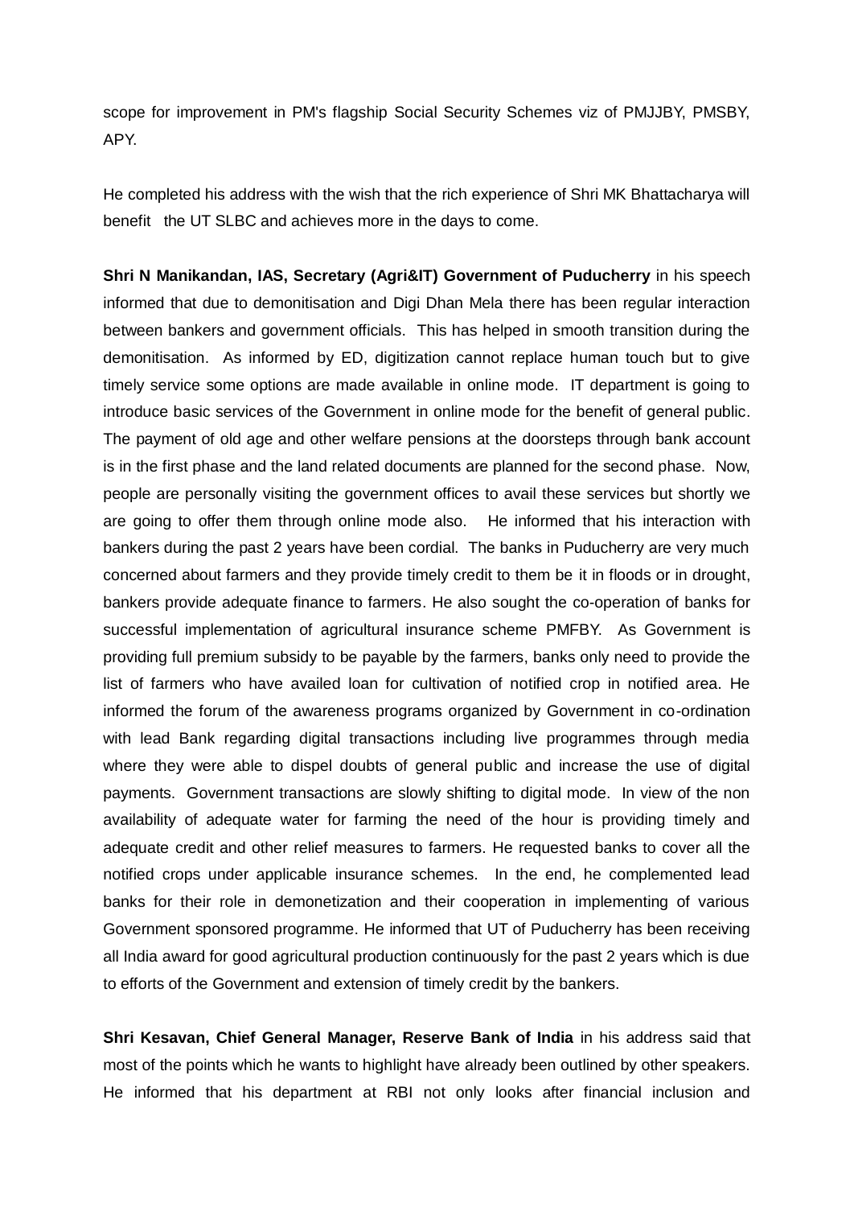scope for improvement in PM's flagship Social Security Schemes viz of PMJJBY, PMSBY, APY.

He completed his address with the wish that the rich experience of Shri MK Bhattacharya will benefit the UT SLBC and achieves more in the days to come.

**Shri N Manikandan, IAS, Secretary (Agri&IT) Government of Puducherry** in his speech informed that due to demonitisation and Digi Dhan Mela there has been regular interaction between bankers and government officials. This has helped in smooth transition during the demonitisation. As informed by ED, digitization cannot replace human touch but to give timely service some options are made available in online mode. IT department is going to introduce basic services of the Government in online mode for the benefit of general public. The payment of old age and other welfare pensions at the doorsteps through bank account is in the first phase and the land related documents are planned for the second phase. Now, people are personally visiting the government offices to avail these services but shortly we are going to offer them through online mode also. He informed that his interaction with bankers during the past 2 years have been cordial. The banks in Puducherry are very much concerned about farmers and they provide timely credit to them be it in floods or in drought, bankers provide adequate finance to farmers. He also sought the co-operation of banks for successful implementation of agricultural insurance scheme PMFBY. As Government is providing full premium subsidy to be payable by the farmers, banks only need to provide the list of farmers who have availed loan for cultivation of notified crop in notified area. He informed the forum of the awareness programs organized by Government in co-ordination with lead Bank regarding digital transactions including live programmes through media where they were able to dispel doubts of general public and increase the use of digital payments. Government transactions are slowly shifting to digital mode. In view of the non availability of adequate water for farming the need of the hour is providing timely and adequate credit and other relief measures to farmers. He requested banks to cover all the notified crops under applicable insurance schemes. In the end, he complemented lead banks for their role in demonetization and their cooperation in implementing of various Government sponsored programme. He informed that UT of Puducherry has been receiving all India award for good agricultural production continuously for the past 2 years which is due to efforts of the Government and extension of timely credit by the bankers.

**Shri Kesavan, Chief General Manager, Reserve Bank of India** in his address said that most of the points which he wants to highlight have already been outlined by other speakers. He informed that his department at RBI not only looks after financial inclusion and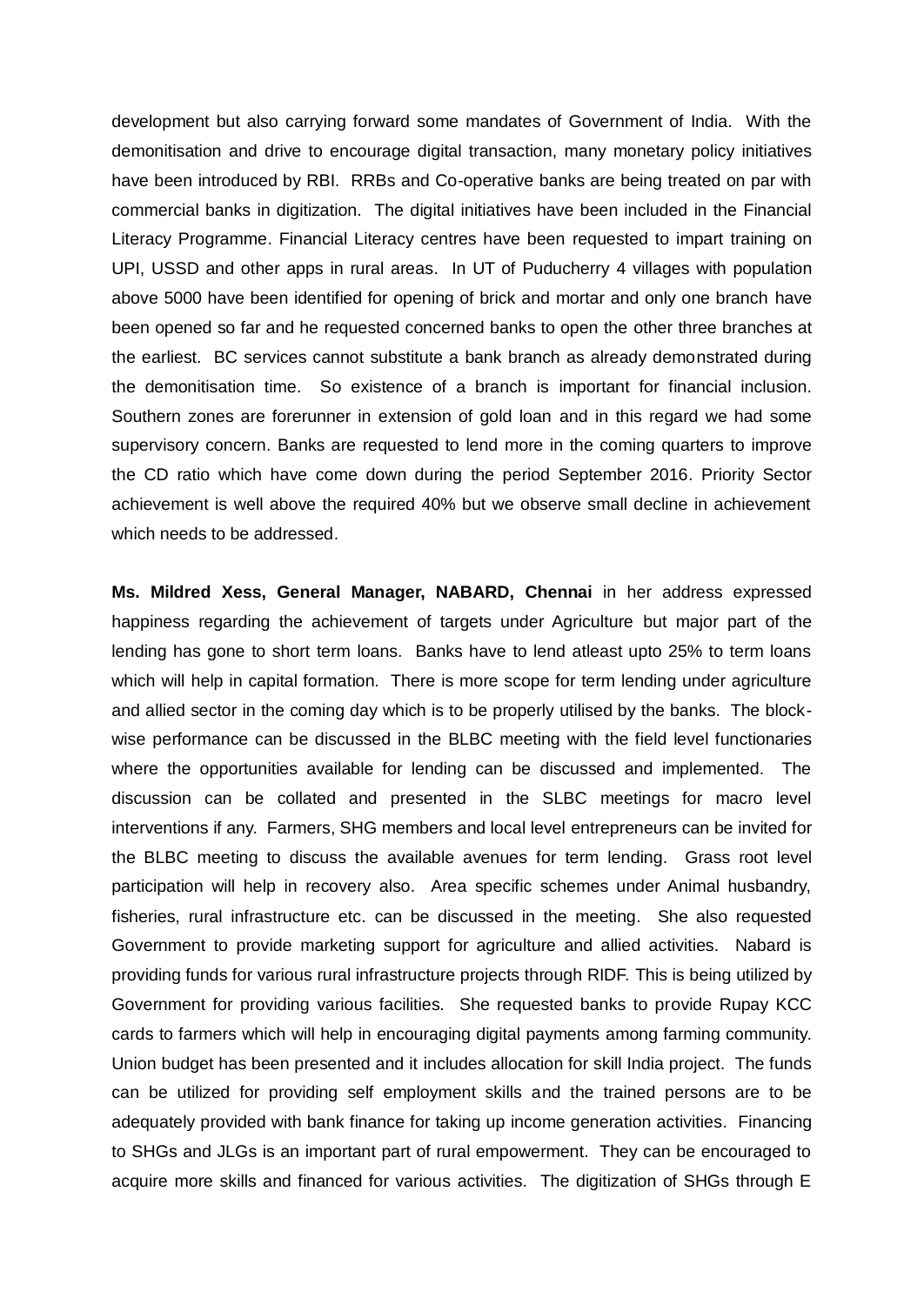development but also carrying forward some mandates of Government of India. With the demonitisation and drive to encourage digital transaction, many monetary policy initiatives have been introduced by RBI. RRBs and Co-operative banks are being treated on par with commercial banks in digitization. The digital initiatives have been included in the Financial Literacy Programme. Financial Literacy centres have been requested to impart training on UPI, USSD and other apps in rural areas. In UT of Puducherry 4 villages with population above 5000 have been identified for opening of brick and mortar and only one branch have been opened so far and he requested concerned banks to open the other three branches at the earliest. BC services cannot substitute a bank branch as already demonstrated during the demonitisation time. So existence of a branch is important for financial inclusion. Southern zones are forerunner in extension of gold loan and in this regard we had some supervisory concern. Banks are requested to lend more in the coming quarters to improve the CD ratio which have come down during the period September 2016. Priority Sector achievement is well above the required 40% but we observe small decline in achievement which needs to be addressed.

**Ms. Mildred Xess, General Manager, NABARD, Chennai** in her address expressed happiness regarding the achievement of targets under Agriculture but major part of the lending has gone to short term loans. Banks have to lend atleast upto 25% to term loans which will help in capital formation. There is more scope for term lending under agriculture and allied sector in the coming day which is to be properly utilised by the banks. The block-wise performance can be discussed in the BLBC meeting with the field level functionaries where the opportunities available for lending can be discussed and implemented. The discussion can be collated and presented in the SLBC meetings for macro level interventions if any. Farmers, SHG members and local level entrepreneurs can be invited for the BLBC meeting to discuss the available avenues for term lending. Grass root level participation will help in recovery also. Area specific schemes under Animal husbandry, fisheries, rural infrastructure etc. can be discussed in the meeting. She also requested Government to provide marketing support for agriculture and allied activities. Nabard is providing funds for various rural infrastructure projects through RIDF. This is being utilized by Government for providing various facilities. She requested banks to provide Rupay KCC cards to farmers which will help in encouraging digital payments among farming community. Union budget has been presented and it includes allocation for skill India project. The funds can be utilized for providing self employment skills and the trained persons are to be adequately provided with bank finance for taking up income generation activities. Financing to SHGs and JLGs is an important part of rural empowerment. They can be encouraged to acquire more skills and financed for various activities. The digitization of SHGs through E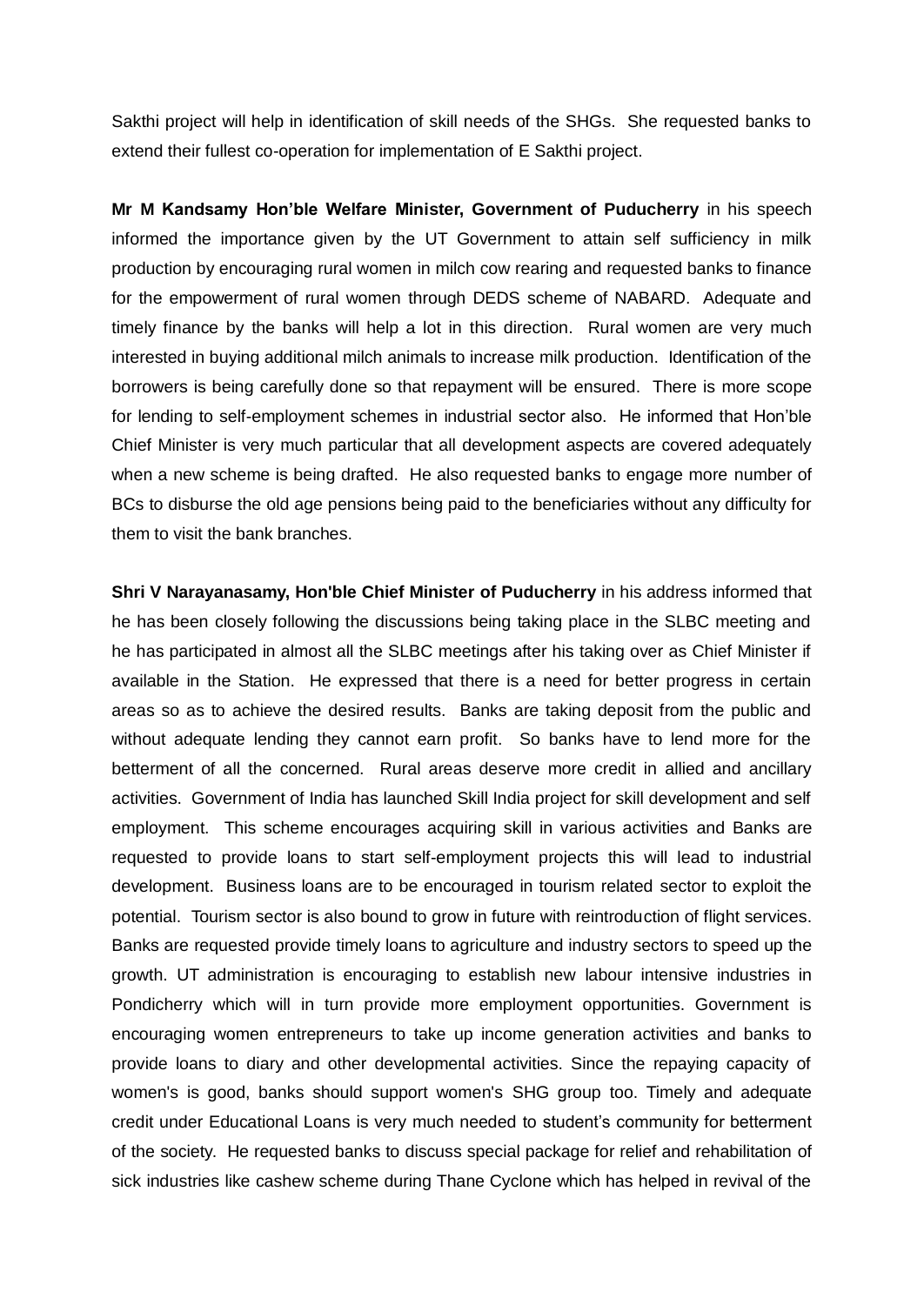Sakthi project will help in identification of skill needs of the SHGs. She requested banks to extend their fullest co-operation for implementation of E Sakthi project.

**Mr M Kandsamy Hon'ble Welfare Minister, Government of Puducherry** in his speech informed the importance given by the UT Government to attain self sufficiency in milk production by encouraging rural women in milch cow rearing and requested banks to finance for the empowerment of rural women through DEDS scheme of NABARD. Adequate and timely finance by the banks will help a lot in this direction. Rural women are very much interested in buying additional milch animals to increase milk production. Identification of the borrowers is being carefully done so that repayment will be ensured. There is more scope for lending to self-employment schemes in industrial sector also. He informed that Hon'ble Chief Minister is very much particular that all development aspects are covered adequately when a new scheme is being drafted. He also requested banks to engage more number of BCs to disburse the old age pensions being paid to the beneficiaries without any difficulty for them to visit the bank branches.

**Shri V Narayanasamy, Hon'ble Chief Minister of Puducherry** in his address informed that he has been closely following the discussions being taking place in the SLBC meeting and he has participated in almost all the SLBC meetings after his taking over as Chief Minister if available in the Station. He expressed that there is a need for better progress in certain areas so as to achieve the desired results. Banks are taking deposit from the public and without adequate lending they cannot earn profit. So banks have to lend more for the betterment of all the concerned. Rural areas deserve more credit in allied and ancillary activities. Government of India has launched Skill India project for skill development and self employment. This scheme encourages acquiring skill in various activities and Banks are requested to provide loans to start self-employment projects this will lead to industrial development. Business loans are to be encouraged in tourism related sector to exploit the potential. Tourism sector is also bound to grow in future with reintroduction of flight services. Banks are requested provide timely loans to agriculture and industry sectors to speed up the growth. UT administration is encouraging to establish new labour intensive industries in Pondicherry which will in turn provide more employment opportunities. Government is encouraging women entrepreneurs to take up income generation activities and banks to provide loans to diary and other developmental activities. Since the repaying capacity of women's is good, banks should support women's SHG group too. Timely and adequate credit under Educational Loans is very much needed to student's community for betterment of the society. He requested banks to discuss special package for relief and rehabilitation of sick industries like cashew scheme during Thane Cyclone which has helped in revival of the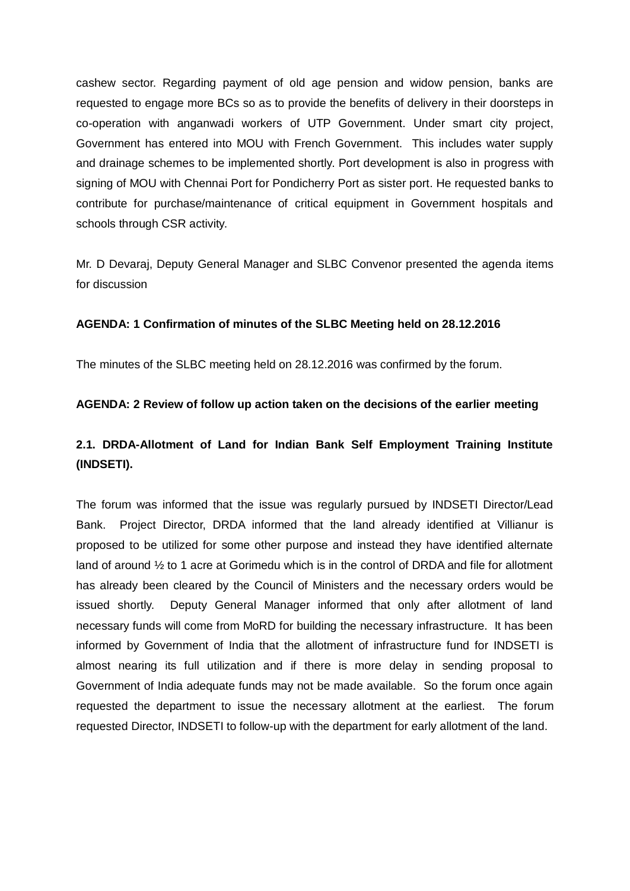cashew sector. Regarding payment of old age pension and widow pension, banks are requested to engage more BCs so as to provide the benefits of delivery in their doorsteps in co-operation with anganwadi workers of UTP Government. Under smart city project, Government has entered into MOU with French Government. This includes water supply and drainage schemes to be implemented shortly. Port development is also in progress with signing of MOU with Chennai Port for Pondicherry Port as sister port. He requested banks to contribute for purchase/maintenance of critical equipment in Government hospitals and schools through CSR activity.

Mr. D Devaraj, Deputy General Manager and SLBC Convenor presented the agenda items for discussion

**AGENDA: 1 Confirmation of minutes of the SLBC Meeting held on 28.12.2016**

The minutes of the SLBC meeting held on 28.12.2016 was confirmed by the forum.

**AGENDA: 2 Review of follow up action taken on the decisions of the earlier meeting**

**2.1. DRDA-Allotment of Land for Indian Bank Self Employment Training Institute (INDSETI).**

The forum was informed that the issue was regularly pursued by INDSETI Director/Lead Bank. Project Director, DRDA informed that the land already identified at Villianur is proposed to be utilized for some other purpose and instead they have identified alternate land of around ½ to 1 acre at Gorimedu which is in the control of DRDA and file for allotment has already been cleared by the Council of Ministers and the necessary orders would be issued shortly. Deputy General Manager informed that only after allotment of land necessary funds will come from MoRD for building the necessary infrastructure. It has been informed by Government of India that the allotment of infrastructure fund for INDSETI is almost nearing its full utilization and if there is more delay in sending proposal to Government of India adequate funds may not be made available. So the forum once again requested the department to issue the necessary allotment at the earliest. The forum requested Director, INDSETI to follow-up with the department for early allotment of the land.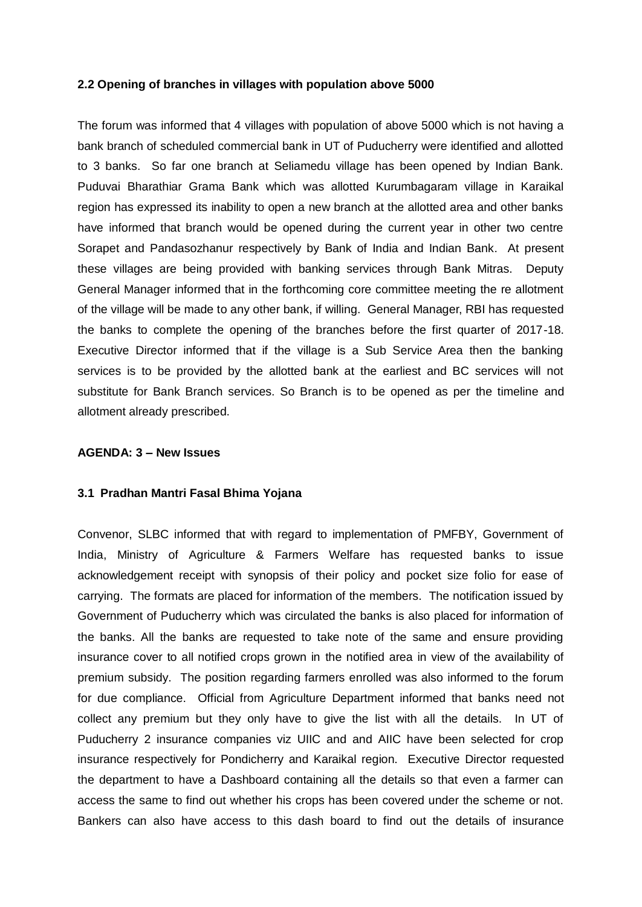**2.2 Opening of branches in villages with population above 5000**

The forum was informed that 4 villages with population of above 5000 which is not having a bank branch of scheduled commercial bank in UT of Puducherry were identified and allotted to 3 banks. So far one branch at Seliamedu village has been opened by Indian Bank. Puduvai Bharathiar Grama Bank which was allotted Kurumbagaram village in Karaikal region has expressed its inability to open a new branch at the allotted area and other banks have informed that branch would be opened during the current year in other two centre Sorapet and Pandasozhanur respectively by Bank of India and Indian Bank. At present these villages are being provided with banking services through Bank Mitras. Deputy General Manager informed that in the forthcoming core committee meeting the re allotment of the village will be made to any other bank, if willing. General Manager, RBI has requested the banks to complete the opening of the branches before the first quarter of 2017-18. Executive Director informed that if the village is a Sub Service Area then the banking services is to be provided by the allotted bank at the earliest and BC services will not substitute for Bank Branch services. So Branch is to be opened as per the timeline and allotment already prescribed.

**AGENDA: 3 – New Issues**

**3.1 Pradhan Mantri Fasal Bhima Yojana**

Convenor, SLBC informed that with regard to implementation of PMFBY, Government of India, Ministry of Agriculture & Farmers Welfare has requested banks to issue acknowledgement receipt with synopsis of their policy and pocket size folio for ease of carrying. The formats are placed for information of the members. The notification issued by Government of Puducherry which was circulated the banks is also placed for information of the banks. All the banks are requested to take note of the same and ensure providing insurance cover to all notified crops grown in the notified area in view of the availability of premium subsidy. The position regarding farmers enrolled was also informed to the forum for due compliance. Official from Agriculture Department informed that banks need not collect any premium but they only have to give the list with all the details. In UT of Puducherry 2 insurance companies viz UIIC and and AIIC have been selected for crop insurance respectively for Pondicherry and Karaikal region. Executive Director requested the department to have a Dashboard containing all the details so that even a farmer can access the same to find out whether his crops has been covered under the scheme or not. Bankers can also have access to this dash board to find out the details of insurance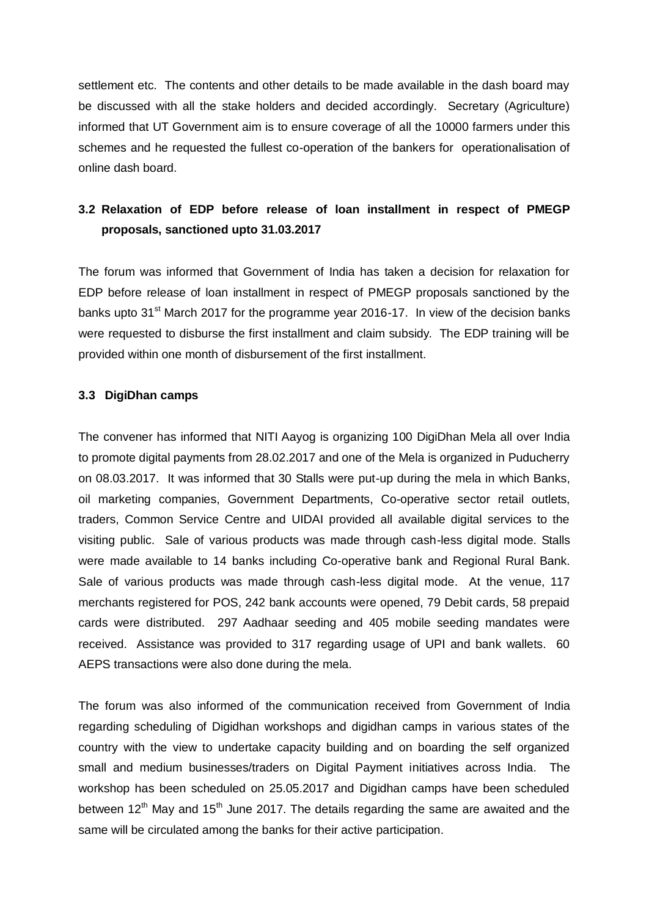settlement etc. The contents and other details to be made available in the dash board may be discussed with all the stake holders and decided accordingly. Secretary (Agriculture) informed that UT Government aim is to ensure coverage of all the 10000 farmers under this schemes and he requested the fullest co-operation of the bankers for operationalisation of online dash board.

### 3.2 Relaxation of EDP before release of loan installment in respect of PMEGP proposals, sanctioned upto 31.03.2017

The forum was informed that Government of India has taken a decision for relaxation for EDP before release of loan installment in respect of PMEGP proposals sanctioned by the banks upto 31st March 2017 for the programme year 2016-17. In view of the decision banks were requested to disburse the first installment and claim subsidy. The EDP training will be provided within one month of disbursement of the first installment.

### 3.3 DigiDhan camps

The convener has informed that NITI Aayog is organizing 100 DigiDhan Mela all over India to promote digital payments from 28.02.2017 and one of the Mela is organized in Puducherry on 08.03.2017. It was informed that 30 Stalls were put-up during the mela in which Banks, oil marketing companies, Government Departments, Co-operative sector retail outlets, traders, Common Service Centre and UIDAI provided all available digital services to the visiting public. Sale of various products was made through cash-less digital mode. Stalls were made available to 14 banks including Co-operative bank and Regional Rural Bank. Sale of various products was made through cash-less digital mode. At the venue, 117 merchants registered for POS, 242 bank accounts were opened, 79 Debit cards, 58 prepaid cards were distributed. 297 Aadhaar seeding and 405 mobile seeding mandates were received. Assistance was provided to 317 regarding usage of UPI and bank wallets. 60 AEPS transactions were also done during the mela.

The forum was also informed of the communication received from Government of India regarding scheduling of Digidhan workshops and digidhan camps in various states of the country with the view to undertake capacity building and on boarding the self organized small and medium businesses/traders on Digital Payment initiatives across India. The workshop has been scheduled on 25.05.2017 and Digidhan camps have been scheduled between 12th May and 15th June 2017. The details regarding the same are awaited and the same will be circulated among the banks for their active participation.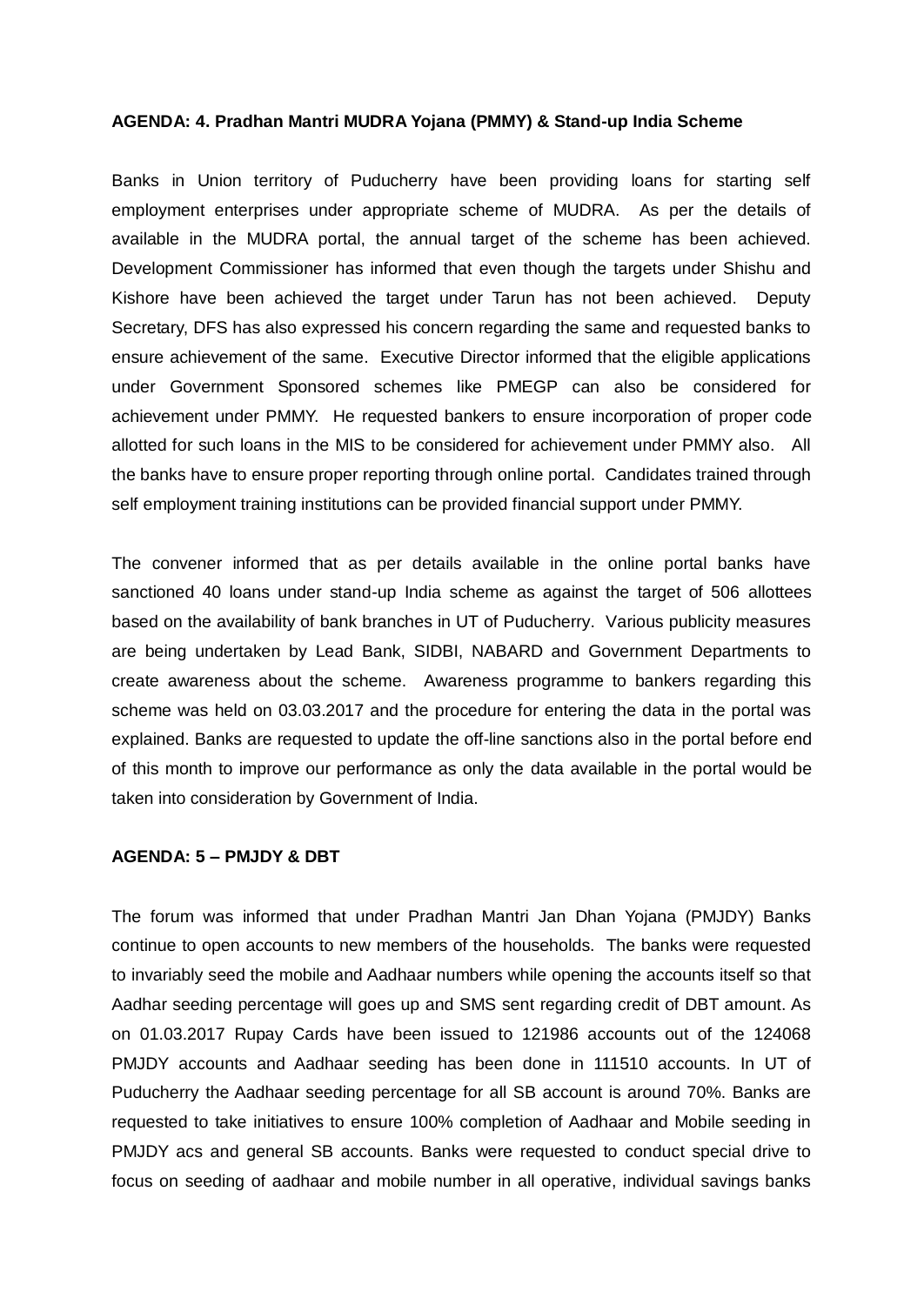**AGENDA: 4. Pradhan Mantri MUDRA Yojana (PMMY) & Stand-up India Scheme**

Banks in Union territory of Puducherry have been providing loans for starting self employment enterprises under appropriate scheme of MUDRA. As per the details of available in the MUDRA portal, the annual target of the scheme has been achieved. Development Commissioner has informed that even though the targets under Shishu and Kishore have been achieved the target under Tarun has not been achieved. Deputy Secretary, DFS has also expressed his concern regarding the same and requested banks to ensure achievement of the same. Executive Director informed that the eligible applications under Government Sponsored schemes like PMEGP can also be considered for achievement under PMMY. He requested bankers to ensure incorporation of proper code allotted for such loans in the MIS to be considered for achievement under PMMY also. All the banks have to ensure proper reporting through online portal. Candidates trained through self employment training institutions can be provided financial support under PMMY.

The convener informed that as per details available in the online portal banks have sanctioned 40 loans under stand-up India scheme as against the target of 506 allottees based on the availability of bank branches in UT of Puducherry. Various publicity measures are being undertaken by Lead Bank, SIDBI, NABARD and Government Departments to create awareness about the scheme. Awareness programme to bankers regarding this scheme was held on 03.03.2017 and the procedure for entering the data in the portal was explained. Banks are requested to update the off-line sanctions also in the portal before end of this month to improve our performance as only the data available in the portal would be taken into consideration by Government of India.

**AGENDA: 5 – PMJDY & DBT**

The forum was informed that under Pradhan Mantri Jan Dhan Yojana (PMJDY) Banks continue to open accounts to new members of the households. The banks were requested to invariably seed the mobile and Aadhaar numbers while opening the accounts itself so that Aadhar seeding percentage will goes up and SMS sent regarding credit of DBT amount. As on 01.03.2017 Rupay Cards have been issued to 121986 accounts out of the 124068 PMJDY accounts and Aadhaar seeding has been done in 111510 accounts. In UT of Puducherry the Aadhaar seeding percentage for all SB account is around 70%. Banks are requested to take initiatives to ensure 100% completion of Aadhaar and Mobile seeding in PMJDY acs and general SB accounts. Banks were requested to conduct special drive to focus on seeding of aadhaar and mobile number in all operative, individual savings banks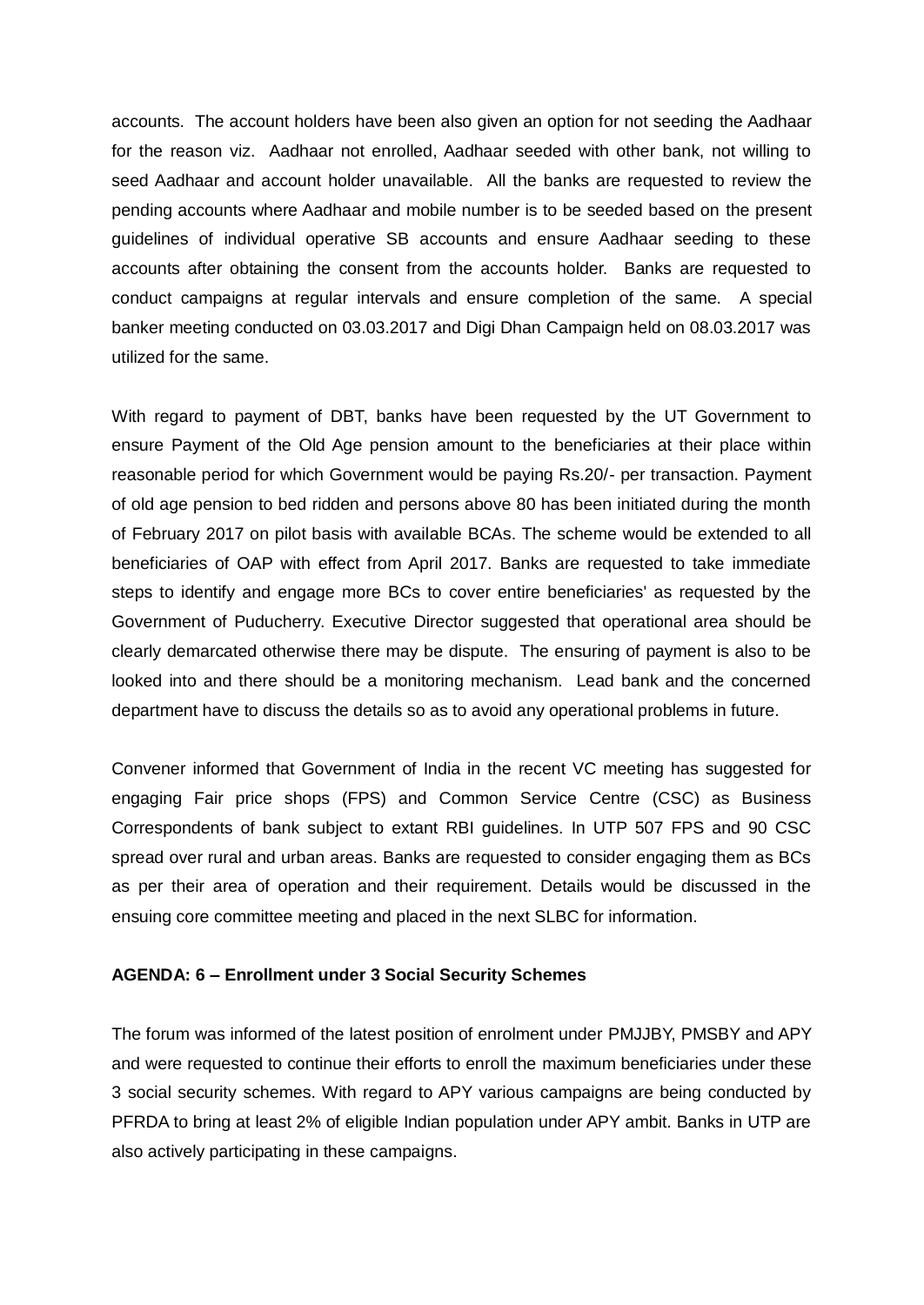accounts. The account holders have been also given an option for not seeding the Aadhaar for the reason viz. Aadhaar not enrolled, Aadhaar seeded with other bank, not willing to seed Aadhaar and account holder unavailable. All the banks are requested to review the pending accounts where Aadhaar and mobile number is to be seeded based on the present guidelines of individual operative SB accounts and ensure Aadhaar seeding to these accounts after obtaining the consent from the accounts holder. Banks are requested to conduct campaigns at regular intervals and ensure completion of the same. A special banker meeting conducted on 03.03.2017 and Digi Dhan Campaign held on 08.03.2017 was utilized for the same.

With regard to payment of DBT, banks have been requested by the UT Government to ensure Payment of the Old Age pension amount to the beneficiaries at their place within reasonable period for which Government would be paying Rs.20/- per transaction. Payment of old age pension to bed ridden and persons above 80 has been initiated during the month of February 2017 on pilot basis with available BCAs. The scheme would be extended to all beneficiaries of OAP with effect from April 2017. Banks are requested to take immediate steps to identify and engage more BCs to cover entire beneficiaries' as requested by the Government of Puducherry. Executive Director suggested that operational area should be clearly demarcated otherwise there may be dispute. The ensuring of payment is also to be looked into and there should be a monitoring mechanism. Lead bank and the concerned department have to discuss the details so as to avoid any operational problems in future.

Convener informed that Government of India in the recent VC meeting has suggested for engaging Fair price shops (FPS) and Common Service Centre (CSC) as Business Correspondents of bank subject to extant RBI guidelines. In UTP 507 FPS and 90 CSC spread over rural and urban areas. Banks are requested to consider engaging them as BCs as per their area of operation and their requirement. Details would be discussed in the ensuing core committee meeting and placed in the next SLBC for information.

**AGENDA: 6 – Enrollment under 3 Social Security Schemes**

The forum was informed of the latest position of enrolment under PMJJBY, PMSBY and APY and were requested to continue their efforts to enroll the maximum beneficiaries under these 3 social security schemes. With regard to APY various campaigns are being conducted by PFRDA to bring at least 2% of eligible Indian population under APY ambit. Banks in UTP are also actively participating in these campaigns.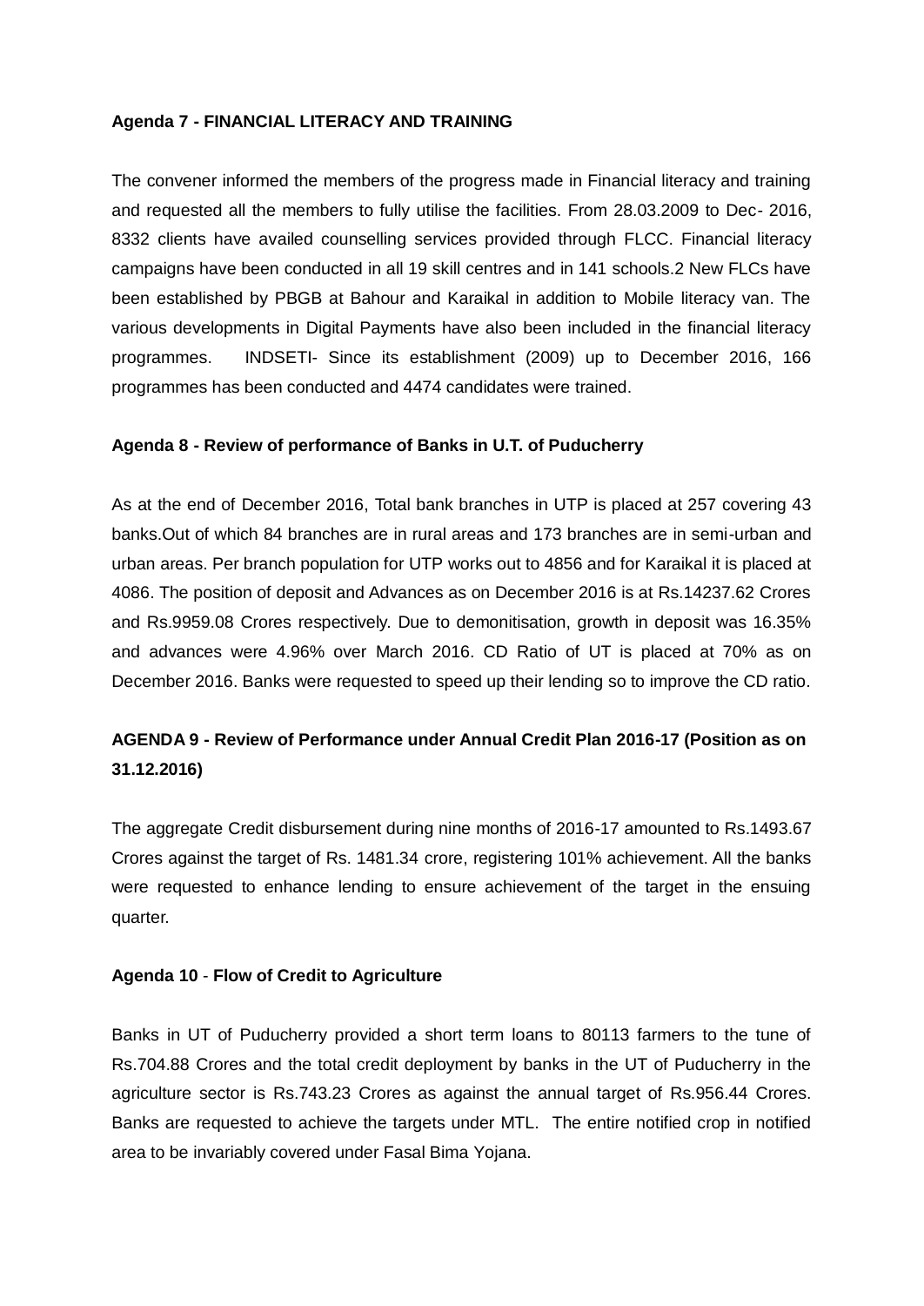**Agenda 7 - FINANCIAL LITERACY AND TRAINING**

The convener informed the members of the progress made in Financial literacy and training and requested all the members to fully utilise the facilities. From 28.03.2009 to Dec- 2016, 8332 clients have availed counselling services provided through FLCC. Financial literacy campaigns have been conducted in all 19 skill centres and in 141 schools.2 New FLCs have been established by PBGB at Bahour and Karaikal in addition to Mobile literacy van. The various developments in Digital Payments have also been included in the financial literacy programmes. INDSETI- Since its establishment (2009) up to December 2016, 166 programmes has been conducted and 4474 candidates were trained.

**Agenda 8 - Review of performance of Banks in U.T. of Puducherry**

As at the end of December 2016, Total bank branches in UTP is placed at 257 covering 43 banks.Out of which 84 branches are in rural areas and 173 branches are in semi-urban and urban areas. Per branch population for UTP works out to 4856 and for Karaikal it is placed at 4086. The position of deposit and Advances as on December 2016 is at Rs.14237.62 Crores and Rs.9959.08 Crores respectively. Due to demonitisation, growth in deposit was 16.35% and advances were 4.96% over March 2016. CD Ratio of UT is placed at 70% as on December 2016. Banks were requested to speed up their lending so to improve the CD ratio.

**AGENDA 9 - Review of Performance under Annual Credit Plan 2016-17 (Position as on 31.12.2016)**

The aggregate Credit disbursement during nine months of 2016-17 amounted to Rs.1493.67 Crores against the target of Rs. 1481.34 crore, registering 101% achievement. All the banks were requested to enhance lending to ensure achievement of the target in the ensuing quarter.

**Agenda 10** - **Flow of Credit to Agriculture**

Banks in UT of Puducherry provided a short term loans to 80113 farmers to the tune of Rs.704.88 Crores and the total credit deployment by banks in the UT of Puducherry in the agriculture sector is Rs.743.23 Crores as against the annual target of Rs.956.44 Crores. Banks are requested to achieve the targets under MTL. The entire notified crop in notified area to be invariably covered under Fasal Bima Yojana.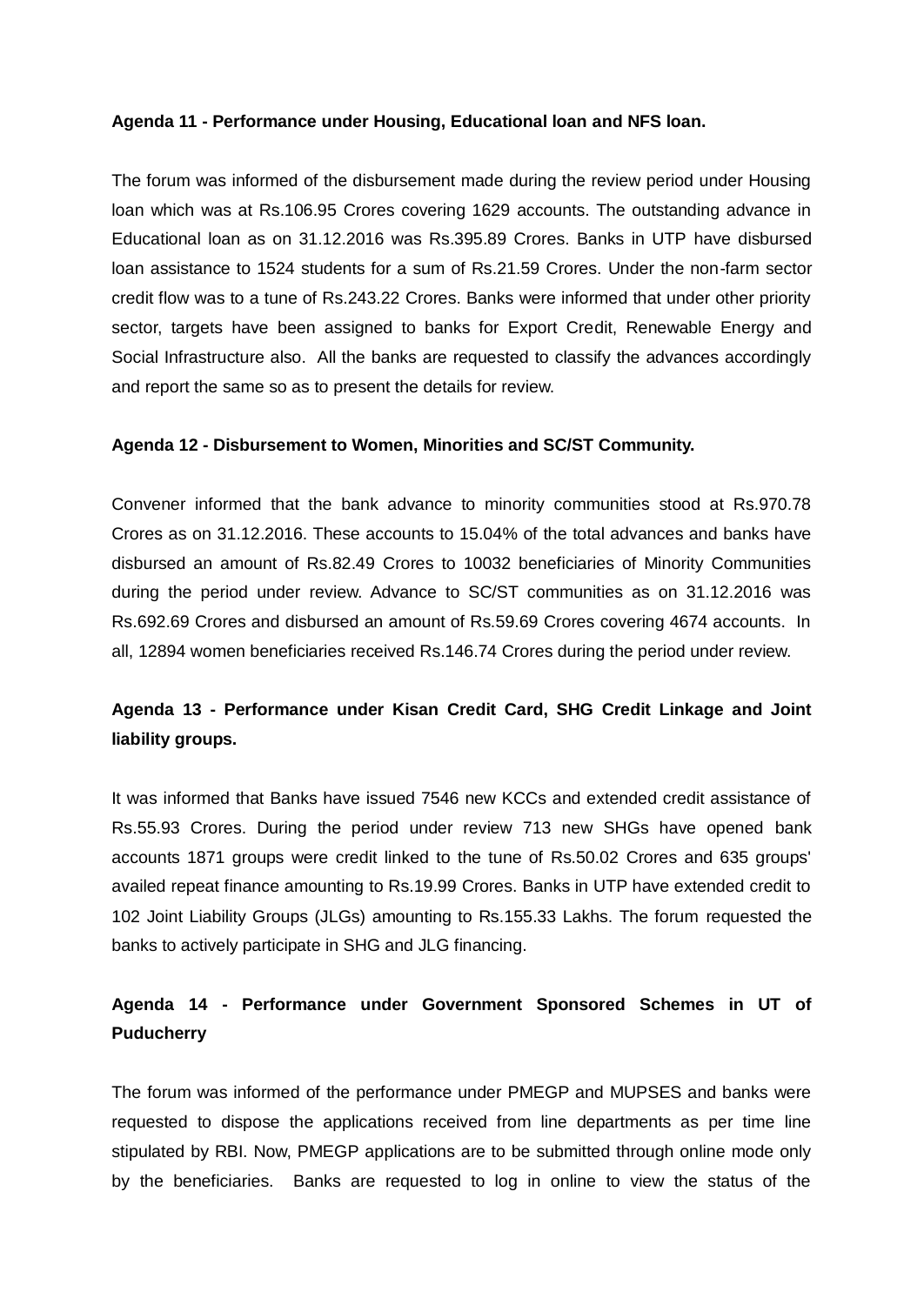**Agenda 11 - Performance under Housing, Educational loan and NFS loan.**

The forum was informed of the disbursement made during the review period under Housing loan which was at Rs.106.95 Crores covering 1629 accounts. The outstanding advance in Educational loan as on 31.12.2016 was Rs.395.89 Crores. Banks in UTP have disbursed loan assistance to 1524 students for a sum of Rs.21.59 Crores. Under the non-farm sector credit flow was to a tune of Rs.243.22 Crores. Banks were informed that under other priority sector, targets have been assigned to banks for Export Credit, Renewable Energy and Social Infrastructure also. All the banks are requested to classify the advances accordingly and report the same so as to present the details for review.

**Agenda 12 - Disbursement to Women, Minorities and SC/ST Community.**

Convener informed that the bank advance to minority communities stood at Rs.970.78 Crores as on 31.12.2016. These accounts to 15.04% of the total advances and banks have disbursed an amount of Rs.82.49 Crores to 10032 beneficiaries of Minority Communities during the period under review. Advance to SC/ST communities as on 31.12.2016 was Rs.692.69 Crores and disbursed an amount of Rs.59.69 Crores covering 4674 accounts. In all, 12894 women beneficiaries received Rs.146.74 Crores during the period under review.

**Agenda 13 - Performance under Kisan Credit Card, SHG Credit Linkage and Joint liability groups.**

It was informed that Banks have issued 7546 new KCCs and extended credit assistance of Rs.55.93 Crores. During the period under review 713 new SHGs have opened bank accounts 1871 groups were credit linked to the tune of Rs.50.02 Crores and 635 groups' availed repeat finance amounting to Rs.19.99 Crores. Banks in UTP have extended credit to 102 Joint Liability Groups (JLGs) amounting to Rs.155.33 Lakhs. The forum requested the banks to actively participate in SHG and JLG financing.

**Agenda 14 - Performance under Government Sponsored Schemes in UT of Puducherry**

The forum was informed of the performance under PMEGP and MUPSES and banks were requested to dispose the applications received from line departments as per time line stipulated by RBI. Now, PMEGP applications are to be submitted through online mode only by the beneficiaries. Banks are requested to log in online to view the status of the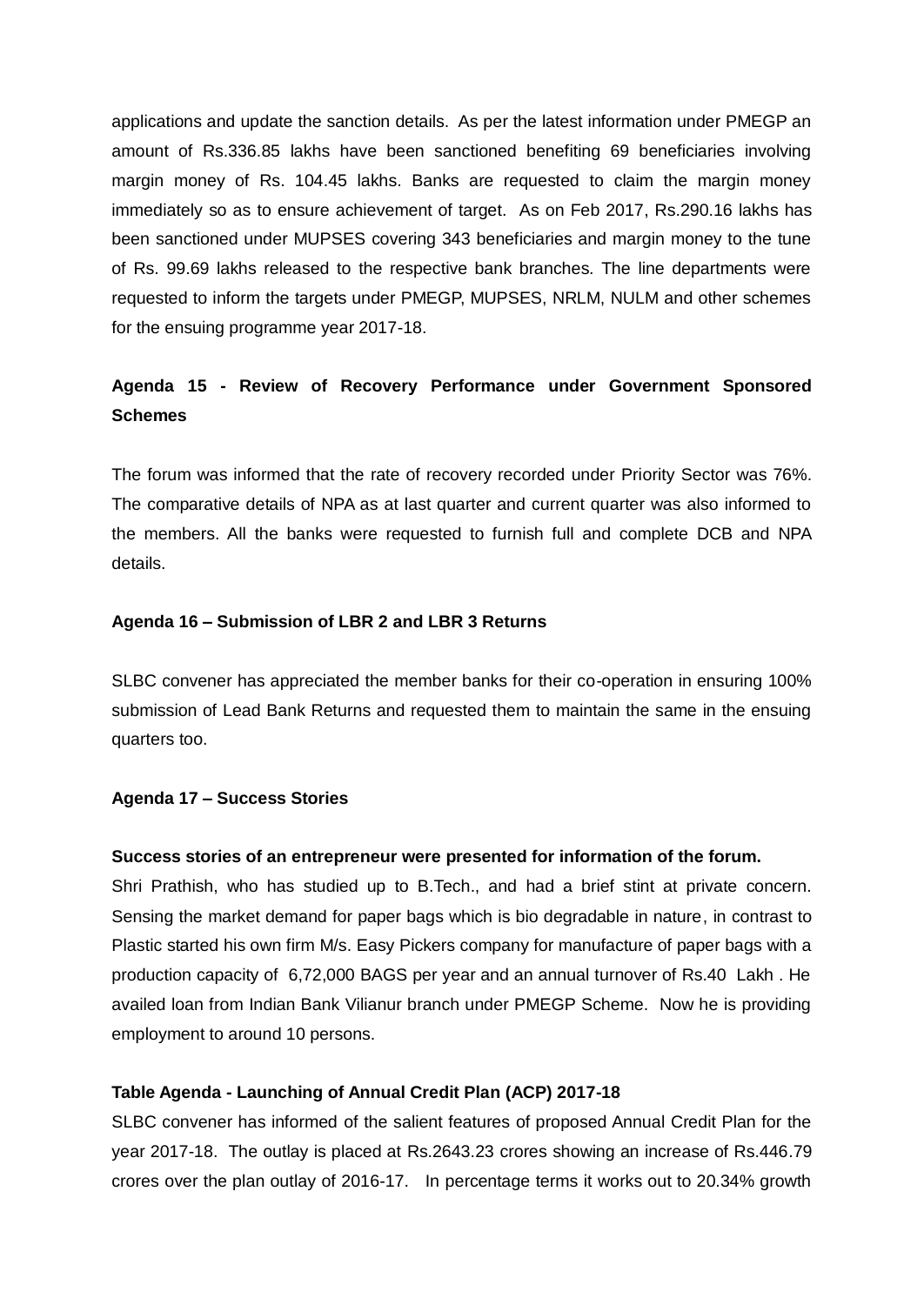applications and update the sanction details. As per the latest information under PMEGP an amount of Rs.336.85 lakhs have been sanctioned benefiting 69 beneficiaries involving margin money of Rs. 104.45 lakhs. Banks are requested to claim the margin money immediately so as to ensure achievement of target. As on Feb 2017, Rs.290.16 lakhs has been sanctioned under MUPSES covering 343 beneficiaries and margin money to the tune of Rs. 99.69 lakhs released to the respective bank branches. The line departments were requested to inform the targets under PMEGP, MUPSES, NRLM, NULM and other schemes for the ensuing programme year 2017-18.

**Agenda 15 - Review of Recovery Performance under Government Sponsored Schemes**

The forum was informed that the rate of recovery recorded under Priority Sector was 76%. The comparative details of NPA as at last quarter and current quarter was also informed to the members. All the banks were requested to furnish full and complete DCB and NPA details.

**Agenda 16 – Submission of LBR 2 and LBR 3 Returns**

SLBC convener has appreciated the member banks for their co-operation in ensuring 100% submission of Lead Bank Returns and requested them to maintain the same in the ensuing quarters too.

**Agenda 17 – Success Stories**

**Success stories of an entrepreneur were presented for information of the forum.**

Shri Prathish, who has studied up to B.Tech., and had a brief stint at private concern. Sensing the market demand for paper bags which is bio degradable in nature, in contrast to Plastic started his own firm M/s. Easy Pickers company for manufacture of paper bags with a production capacity of 6,72,000 BAGS per year and an annual turnover of Rs.40 Lakh . He availed loan from Indian Bank Vilianur branch under PMEGP Scheme. Now he is providing employment to around 10 persons.

**Table Agenda - Launching of Annual Credit Plan (ACP) 2017-18**

SLBC convener has informed of the salient features of proposed Annual Credit Plan for the year 2017-18. The outlay is placed at Rs.2643.23 crores showing an increase of Rs.446.79 crores over the plan outlay of 2016-17. In percentage terms it works out to 20.34% growth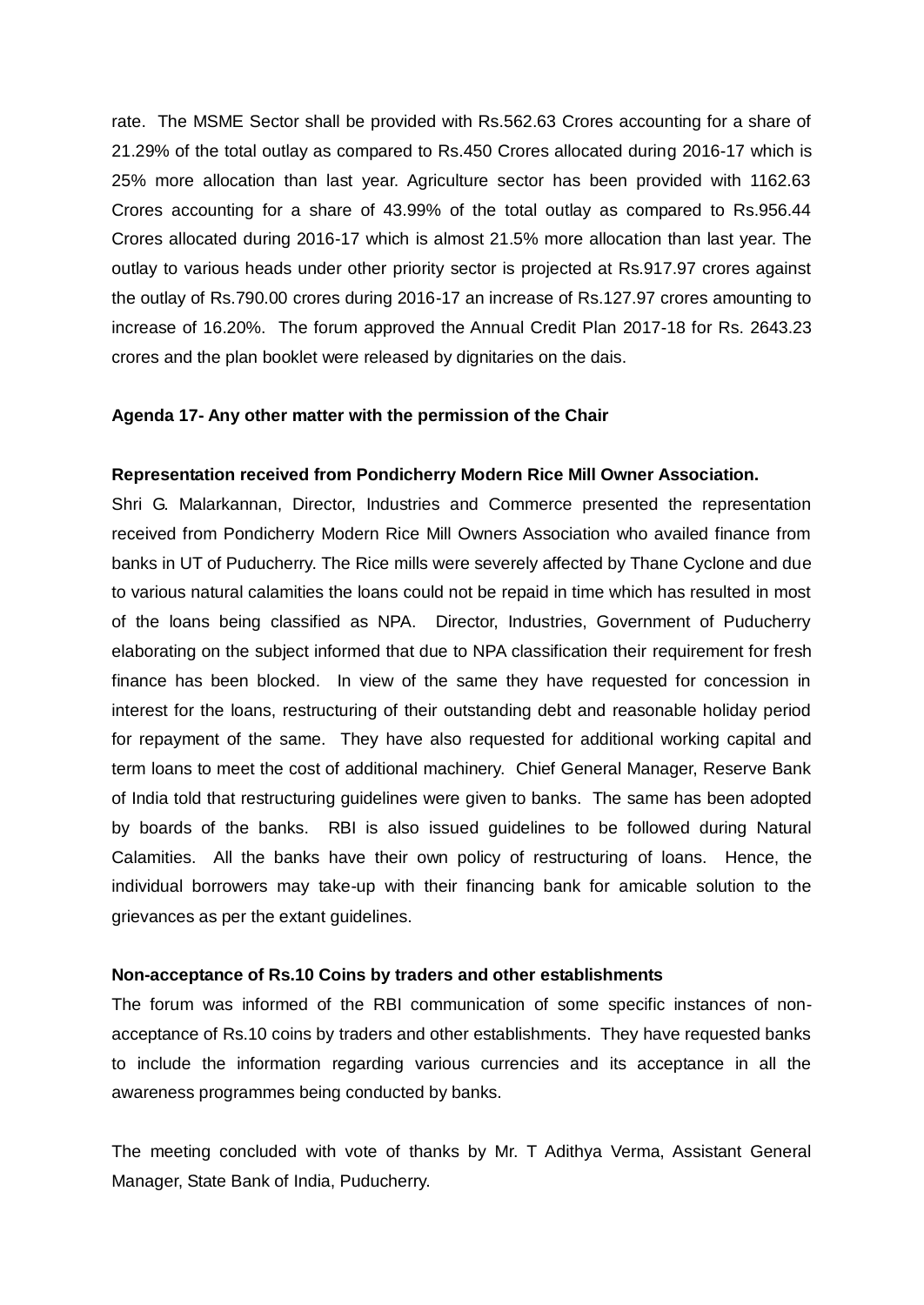rate. The MSME Sector shall be provided with Rs.562.63 Crores accounting for a share of 21.29% of the total outlay as compared to Rs.450 Crores allocated during 2016-17 which is 25% more allocation than last year. Agriculture sector has been provided with 1162.63 Crores accounting for a share of 43.99% of the total outlay as compared to Rs.956.44 Crores allocated during 2016-17 which is almost 21.5% more allocation than last year. The outlay to various heads under other priority sector is projected at Rs.917.97 crores against the outlay of Rs.790.00 crores during 2016-17 an increase of Rs.127.97 crores amounting to increase of 16.20%. The forum approved the Annual Credit Plan 2017-18 for Rs. 2643.23 crores and the plan booklet were released by dignitaries on the dais.

**Agenda 17- Any other matter with the permission of the Chair**

**Representation received from Pondicherry Modern Rice Mill Owner Association.**

Shri G. Malarkannan, Director, Industries and Commerce presented the representation received from Pondicherry Modern Rice Mill Owners Association who availed finance from banks in UT of Puducherry. The Rice mills were severely affected by Thane Cyclone and due to various natural calamities the loans could not be repaid in time which has resulted in most of the loans being classified as NPA. Director, Industries, Government of Puducherry elaborating on the subject informed that due to NPA classification their requirement for fresh finance has been blocked. In view of the same they have requested for concession in interest for the loans, restructuring of their outstanding debt and reasonable holiday period for repayment of the same. They have also requested for additional working capital and term loans to meet the cost of additional machinery. Chief General Manager, Reserve Bank of India told that restructuring guidelines were given to banks. The same has been adopted by boards of the banks. RBI is also issued guidelines to be followed during Natural Calamities. All the banks have their own policy of restructuring of loans. Hence, the individual borrowers may take-up with their financing bank for amicable solution to the grievances as per the extant guidelines.

**Non-acceptance of Rs.10 Coins by traders and other establishments**

The forum was informed of the RBI communication of some specific instances of non-acceptance of Rs.10 coins by traders and other establishments. They have requested banks to include the information regarding various currencies and its acceptance in all the awareness programmes being conducted by banks.

The meeting concluded with vote of thanks by Mr. T Adithya Verma, Assistant General Manager, State Bank of India, Puducherry.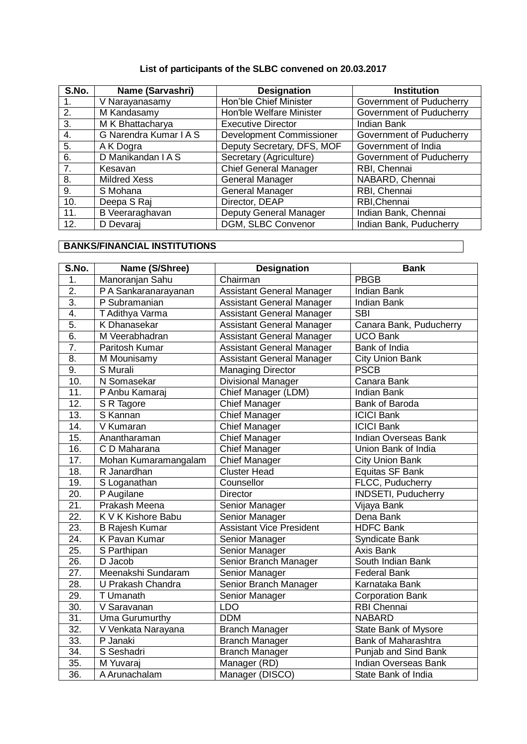**List of participants of the SLBC convened on 20.03.2017**

| S.No. | Name (Sarvashri) | Designation | Institution |
|---|---|---|---|
| 1. | V Narayanasamy | Hon'ble Chief Minister | Government of Puducherry |
| 2. | M Kandasamy | Hon'ble Welfare Minister | Government of Puducherry |
| 3. | M K Bhattacharya | Executive Director | Indian Bank |
| 4. | G Narendra Kumar I A S | Development Commissioner | Government of Puducherry |
| 5. | A K Dogra | Deputy Secretary, DFS, MOF | Government of India |
| 6. | D Manikandan I A S | Secretary (Agriculture) | Government of Puducherry |
| 7. | Kesavan | Chief General Manager | RBI, Chennai |
| 8. | Mildred Xess | General Manager | NABARD, Chennai |
| 9. | S Mohana | General Manager | RBI, Chennai |
| 10. | Deepa S Raj | Director, DEAP | RBI,Chennai |
| 11. | B Veeraraghavan | Deputy General Manager | Indian Bank, Chennai |
| 12. | D Devaraj | DGM, SLBC Convenor | Indian Bank, Puducherry |

**BANKS/FINANCIAL INSTITUTIONS**

| S.No. | Name (S/Shree) | Designation | Bank |
|---|---|---|---|
| 1. | Manoranjan Sahu | Chairman | PBGB |
| 2. | P A Sankaranarayanan | Assistant General Manager | Indian Bank |
| 3. | P Subramanian | Assistant General Manager | Indian Bank |
| 4. | T Adithya Varma | Assistant General Manager | SBI |
| 5. | K Dhanasekar | Assistant General Manager | Canara Bank, Puducherry |
| 6. | M Veerabhadran | Assistant General Manager | UCO Bank |
| 7. | Paritosh Kumar | Assistant General Manager | Bank of India |
| 8. | M Mounisamy | Assistant General Manager | City Union Bank |
| 9. | S Murali | Managing Director | PSCB |
| 10. | N Somasekar | Divisional Manager | Canara Bank |
| 11. | P Anbu Kamaraj | Chief Manager (LDM) | Indian Bank |
| 12. | S R Tagore | Chief Manager | Bank of Baroda |
| 13. | S Kannan | Chief Manager | ICICI Bank |
| 14. | V Kumaran | Chief Manager | ICICI Bank |
| 15. | Anantharaman | Chief Manager | Indian Overseas Bank |
| 16. | C D Maharana | Chief Manager | Union Bank of India |
| 17. | Mohan Kumaramangalam | Chief Manager | City Union Bank |
| 18. | R Janardhan | Cluster Head | Equitas SF Bank |
| 19. | S Loganathan | Counsellor | FLCC, Puducherry |
| 20. | P Augilane | Director | INDSETI, Puducherry |
| 21. | Prakash Meena | Senior Manager | Vijaya Bank |
| 22. | K V K Kishore Babu | Senior Manager | Dena Bank |
| 23. | B Rajesh Kumar | Assistant Vice President | HDFC Bank |
| 24. | K Pavan Kumar | Senior Manager | Syndicate Bank |
| 25. | S Parthipan | Senior Manager | Axis Bank |
| 26. | D Jacob | Senior Branch Manager | South Indian Bank |
| 27. | Meenakshi Sundaram | Senior Manager | Federal Bank |
| 28. | U Prakash Chandra | Senior Branch Manager | Karnataka Bank |
| 29. | T Umanath | Senior Manager | Corporation Bank |
| 30. | V Saravanan | LDO | RBI Chennai |
| 31. | Uma Gurumurthy | DDM | NABARD |
| 32. | V Venkata Narayana | Branch Manager | State Bank of Mysore |
| 33. | P Janaki | Branch Manager | Bank of Maharashtra |
| 34. | S Seshadri | Branch Manager | Punjab and Sind Bank |
| 35. | M Yuvaraj | Manager (RD) | Indian Overseas Bank |
| 36. | A Arunachalam | Manager (DISCO) | State Bank of India |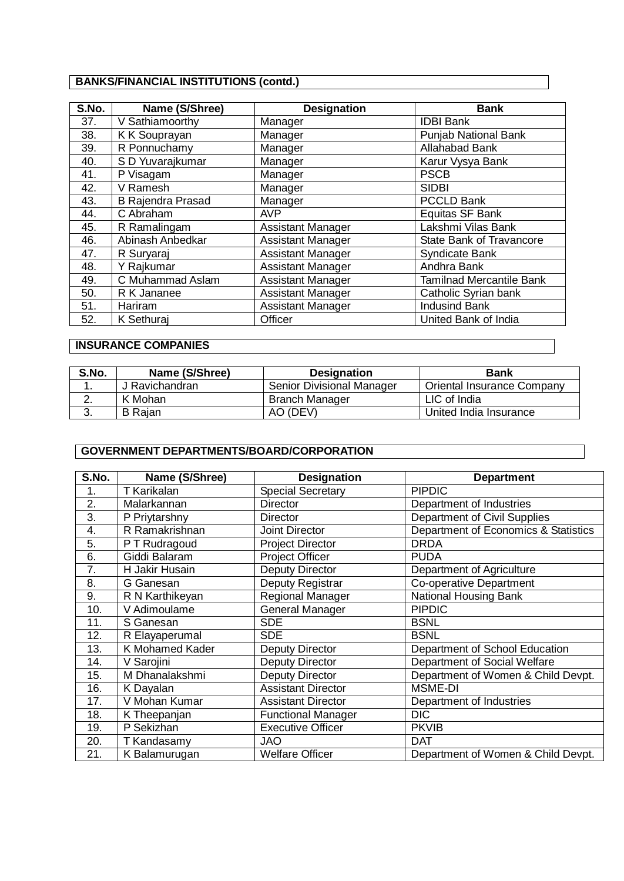## BANKS/FINANCIAL INSTITUTIONS (contd.)

| S.No. | Name (S/Shree) | Designation | Bank |
|---|---|---|---|
| 37. | V Sathiamoorthy | Manager | IDBI Bank |
| 38. | K K Souprayan | Manager | Punjab National Bank |
| 39. | R Ponnuchamy | Manager | Allahabad Bank |
| 40. | S D Yuvarajkumar | Manager | Karur Vysya Bank |
| 41. | P Visagam | Manager | PSCB |
| 42. | V Ramesh | Manager | SIDBI |
| 43. | B Rajendra Prasad | Manager | PCCLD Bank |
| 44. | C Abraham | AVP | Equitas SF Bank |
| 45. | R Ramalingam | Assistant Manager | Lakshmi Vilas Bank |
| 46. | Abinash Anbedkar | Assistant Manager | State Bank of Travancore |
| 47. | R Suryaraj | Assistant Manager | Syndicate Bank |
| 48. | Y Rajkumar | Assistant Manager | Andhra Bank |
| 49. | C Muhammad Aslam | Assistant Manager | Tamilnad Mercantile Bank |
| 50. | R K Jananee | Assistant Manager | Catholic Syrian bank |
| 51. | Hariram | Assistant Manager | Indusind Bank |
| 52. | K Sethuraj | Officer | United Bank of India |

## INSURANCE COMPANIES

| S.No. | Name (S/Shree) | Designation | Bank |
|---|---|---|---|
| 1. | J Ravichandran | Senior Divisional Manager | Oriental Insurance Company |
| 2. | K Mohan | Branch Manager | LIC of India |
| 3. | B Rajan | AO (DEV) | United India Insurance |

## GOVERNMENT DEPARTMENTS/BOARD/CORPORATION

| S.No. | Name (S/Shree) | Designation | Department |
|---|---|---|---|
| 1. | T Karikalan | Special Secretary | PIPDIC |
| 2. | Malarkannan | Director | Department of Industries |
| 3. | P Priytarshny | Director | Department of Civil Supplies |
| 4. | R Ramakrishnan | Joint Director | Department of Economics & Statistics |
| 5. | P T Rudragoud | Project Director | DRDA |
| 6. | Giddi Balaram | Project Officer | PUDA |
| 7. | H Jakir Husain | Deputy Director | Department of Agriculture |
| 8. | G Ganesan | Deputy Registrar | Co-operative Department |
| 9. | R N Karthikeyan | Regional Manager | National Housing Bank |
| 10. | V Adimoulame | General Manager | PIPDIC |
| 11. | S Ganesan | SDE | BSNL |
| 12. | R Elayaperumal | SDE | BSNL |
| 13. | K Mohamed Kader | Deputy Director | Department of School Education |
| 14. | V Sarojini | Deputy Director | Department of Social Welfare |
| 15. | M Dhanalakshmi | Deputy Director | Department of Women & Child Devpt. |
| 16. | K Dayalan | Assistant Director | MSME-DI |
| 17. | V Mohan Kumar | Assistant Director | Department of Industries |
| 18. | K Theepanjan | Functional Manager | DIC |
| 19. | P Sekizhan | Executive Officer | PKVIB |
| 20. | T Kandasamy | JAO | DAT |
| 21. | K Balamurugan | Welfare Officer | Department of Women & Child Devpt. |